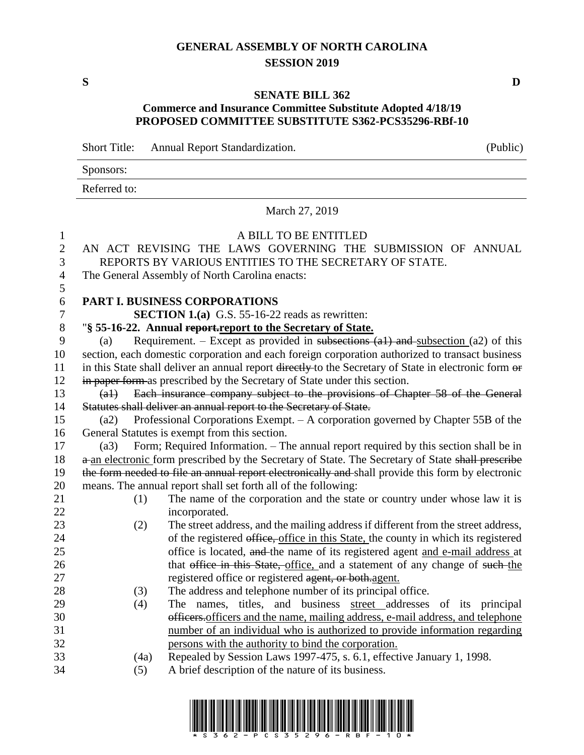# GENERAL ASSEMBLY OF NORTH CAROLINA
## SESSION 2019

**S** **D**

## SENATE BILL 362
### Commerce and Insurance Committee Substitute Adopted 4/18/19
### PROPOSED COMMITTEE SUBSTITUTE S362-PCS35296-RBf-10

Short Title: Annual Report Standardization. (Public)

Sponsors:

Referred to:

March 27, 2019

A BILL TO BE ENTITLED

AN ACT REVISING THE LAWS GOVERNING THE SUBMISSION OF ANNUAL REPORTS BY VARIOUS ENTITIES TO THE SECRETARY OF STATE.

The General Assembly of North Carolina enacts:

**PART I. BUSINESS CORPORATIONS**

**SECTION 1.(a)** G.S. 55-16-22 reads as rewritten:

"**§ 55-16-22. Annual ~~report.~~report to the Secretary of State.**

(a) Requirement. – Except as provided in ~~subsections (a1) and~~ subsection (a2) of this section, each domestic corporation and each foreign corporation authorized to transact business in this State shall deliver an annual report ~~directly~~ to the Secretary of State in electronic form ~~or in paper form~~ as prescribed by the Secretary of State under this section.

~~(a1) Each insurance company subject to the provisions of Chapter 58 of the General Statutes shall deliver an annual report to the Secretary of State.~~

(a2) Professional Corporations Exempt. – A corporation governed by Chapter 55B of the General Statutes is exempt from this section.

(a3) Form; Required Information. – The annual report required by this section shall be in ~~a~~ an electronic form prescribed by the Secretary of State. The Secretary of State ~~shall prescribe the form needed to file an annual report electronically and~~ shall provide this form by electronic means. The annual report shall set forth all of the following:

(1) The name of the corporation and the state or country under whose law it is incorporated.

(2) The street address, and the mailing address if different from the street address, of the registered ~~office,~~ office in this State, the county in which its registered office is located, ~~and~~ the name of its registered agent and e-mail address at that ~~office in this State,~~ office, and a statement of any change of ~~such~~ the registered office or registered ~~agent, or both.~~agent.

(3) The address and telephone number of its principal office.

(4) The names, titles, and business street addresses of its principal ~~officers.~~officers and the name, mailing address, e-mail address, and telephone number of an individual who is authorized to provide information regarding persons with the authority to bind the corporation.

(4a) Repealed by Session Laws 1997-475, s. 6.1, effective January 1, 1998.

(5) A brief description of the nature of its business.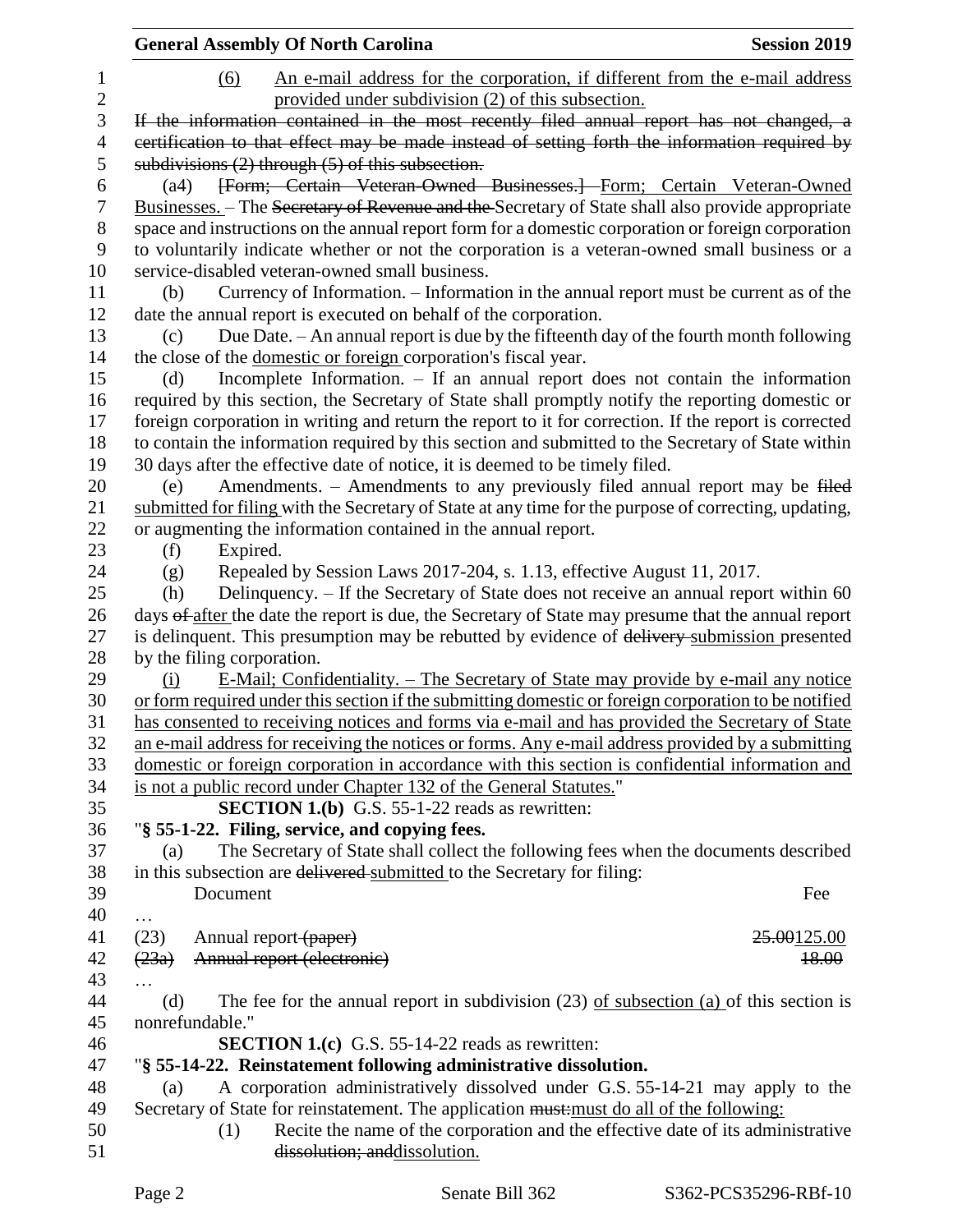(6) An e-mail address for the corporation, if different from the e-mail address provided under subdivision (2) of this subsection.

~~If the information contained in the most recently filed annual report has not changed, a certification to that effect may be made instead of setting forth the information required by subdivisions (2) through (5) of this subsection.~~

(a4) ~~[Form; Certain Veteran-Owned Businesses.]~~ Form; Certain Veteran-Owned Businesses. – The ~~Secretary of Revenue and the~~ Secretary of State shall also provide appropriate space and instructions on the annual report form for a domestic corporation or foreign corporation to voluntarily indicate whether or not the corporation is a veteran-owned small business or a service-disabled veteran-owned small business.

(b) Currency of Information. – Information in the annual report must be current as of the date the annual report is executed on behalf of the corporation.

(c) Due Date. – An annual report is due by the fifteenth day of the fourth month following the close of the domestic or foreign corporation's fiscal year.

(d) Incomplete Information. – If an annual report does not contain the information required by this section, the Secretary of State shall promptly notify the reporting domestic or foreign corporation in writing and return the report to it for correction. If the report is corrected to contain the information required by this section and submitted to the Secretary of State within 30 days after the effective date of notice, it is deemed to be timely filed.

(e) Amendments. – Amendments to any previously filed annual report may be ~~filed~~ submitted for filing with the Secretary of State at any time for the purpose of correcting, updating, or augmenting the information contained in the annual report.

(f) Expired.

(g) Repealed by Session Laws 2017-204, s. 1.13, effective August 11, 2017.

(h) Delinquency. – If the Secretary of State does not receive an annual report within 60 days ~~of~~ after the date the report is due, the Secretary of State may presume that the annual report is delinquent. This presumption may be rebutted by evidence of ~~delivery~~ submission presented by the filing corporation.

(i) E-Mail; Confidentiality. – The Secretary of State may provide by e-mail any notice or form required under this section if the submitting domestic or foreign corporation to be notified has consented to receiving notices and forms via e-mail and has provided the Secretary of State an e-mail address for receiving the notices or forms. Any e-mail address provided by a submitting domestic or foreign corporation in accordance with this section is confidential information and is not a public record under Chapter 132 of the General Statutes."

**SECTION 1.(b)** G.S. 55-1-22 reads as rewritten:

"**§ 55-1-22. Filing, service, and copying fees.**

(a) The Secretary of State shall collect the following fees when the documents described in this subsection are ~~delivered~~ submitted to the Secretary for filing:

| Document | Fee |
|---|---|
| … | |
| (23) Annual report ~~(paper)~~ | ~~25.00~~125.00 |
| ~~(23a) Annual report (electronic)~~ | ~~18.00~~ |
| … | |

(d) The fee for the annual report in subdivision (23) of subsection (a) of this section is nonrefundable."

**SECTION 1.(c)** G.S. 55-14-22 reads as rewritten:

"**§ 55-14-22. Reinstatement following administrative dissolution.**

(a) A corporation administratively dissolved under G.S. 55-14-21 may apply to the Secretary of State for reinstatement. The application ~~must:~~must do all of the following:

(1) Recite the name of the corporation and the effective date of its administrative ~~dissolution; and~~dissolution.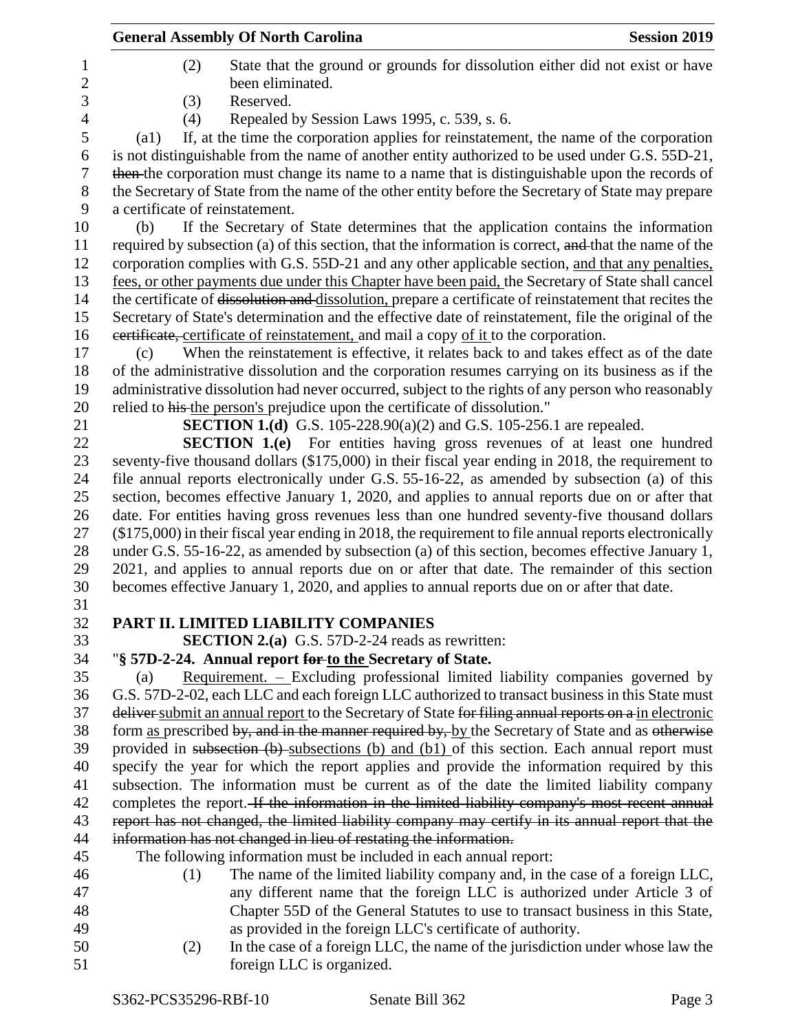(2) State that the ground or grounds for dissolution either did not exist or have been eliminated.

(3) Reserved.

(4) Repealed by Session Laws 1995, c. 539, s. 6.

(a1) If, at the time the corporation applies for reinstatement, the name of the corporation is not distinguishable from the name of another entity authorized to be used under G.S. 55D-21, ~~then~~ the corporation must change its name to a name that is distinguishable upon the records of the Secretary of State from the name of the other entity before the Secretary of State may prepare a certificate of reinstatement.

(b) If the Secretary of State determines that the application contains the information required by subsection (a) of this section, that the information is correct, ~~and~~ that the name of the corporation complies with G.S. 55D-21 and any other applicable section, <u>and that any penalties, fees, or other payments due under this Chapter have been paid,</u> the Secretary of State shall cancel the certificate of ~~dissolution and~~ <u>dissolution,</u> prepare a certificate of reinstatement that recites the Secretary of State's determination and the effective date of reinstatement, file the original of the ~~certificate,~~ <u>certificate of reinstatement,</u> and mail a copy <u>of it</u> to the corporation.

(c) When the reinstatement is effective, it relates back to and takes effect as of the date of the administrative dissolution and the corporation resumes carrying on its business as if the administrative dissolution had never occurred, subject to the rights of any person who reasonably relied to ~~his~~ <u>the person's</u> prejudice upon the certificate of dissolution."

**SECTION 1.(d)** G.S. 105-228.90(a)(2) and G.S. 105-256.1 are repealed.

**SECTION 1.(e)** For entities having gross revenues of at least one hundred seventy-five thousand dollars ($175,000) in their fiscal year ending in 2018, the requirement to file annual reports electronically under G.S. 55-16-22, as amended by subsection (a) of this section, becomes effective January 1, 2020, and applies to annual reports due on or after that date. For entities having gross revenues less than one hundred seventy-five thousand dollars ($175,000) in their fiscal year ending in 2018, the requirement to file annual reports electronically under G.S. 55-16-22, as amended by subsection (a) of this section, becomes effective January 1, 2021, and applies to annual reports due on or after that date. The remainder of this section becomes effective January 1, 2020, and applies to annual reports due on or after that date.

## PART II. LIMITED LIABILITY COMPANIES

**SECTION 2.(a)** G.S. 57D-2-24 reads as rewritten:

"**§ 57D-2-24. Annual report ~~for~~ <u>to the</u> Secretary of State.**

(a) <u>Requirement. –</u> Excluding professional limited liability companies governed by G.S. 57D-2-02, each LLC and each foreign LLC authorized to transact business in this State must ~~deliver~~ <u>submit an annual report</u> to the Secretary of State ~~for filing annual reports on a~~ <u>in electronic</u> form <u>as</u> prescribed ~~by, and in the manner required by,~~ <u>by</u> the Secretary of State and as ~~otherwise~~ provided in ~~subsection (b)~~ <u>subsections (b) and (b1)</u> of this section. Each annual report must specify the year for which the report applies and provide the information required by this subsection. The information must be current as of the date the limited liability company completes the report. ~~If the information in the limited liability company's most recent annual report has not changed, the limited liability company may certify in its annual report that the information has not changed in lieu of restating the information.~~

The following information must be included in each annual report:

(1) The name of the limited liability company and, in the case of a foreign LLC, any different name that the foreign LLC is authorized under Article 3 of Chapter 55D of the General Statutes to use to transact business in this State, as provided in the foreign LLC's certificate of authority.

(2) In the case of a foreign LLC, the name of the jurisdiction under whose law the foreign LLC is organized.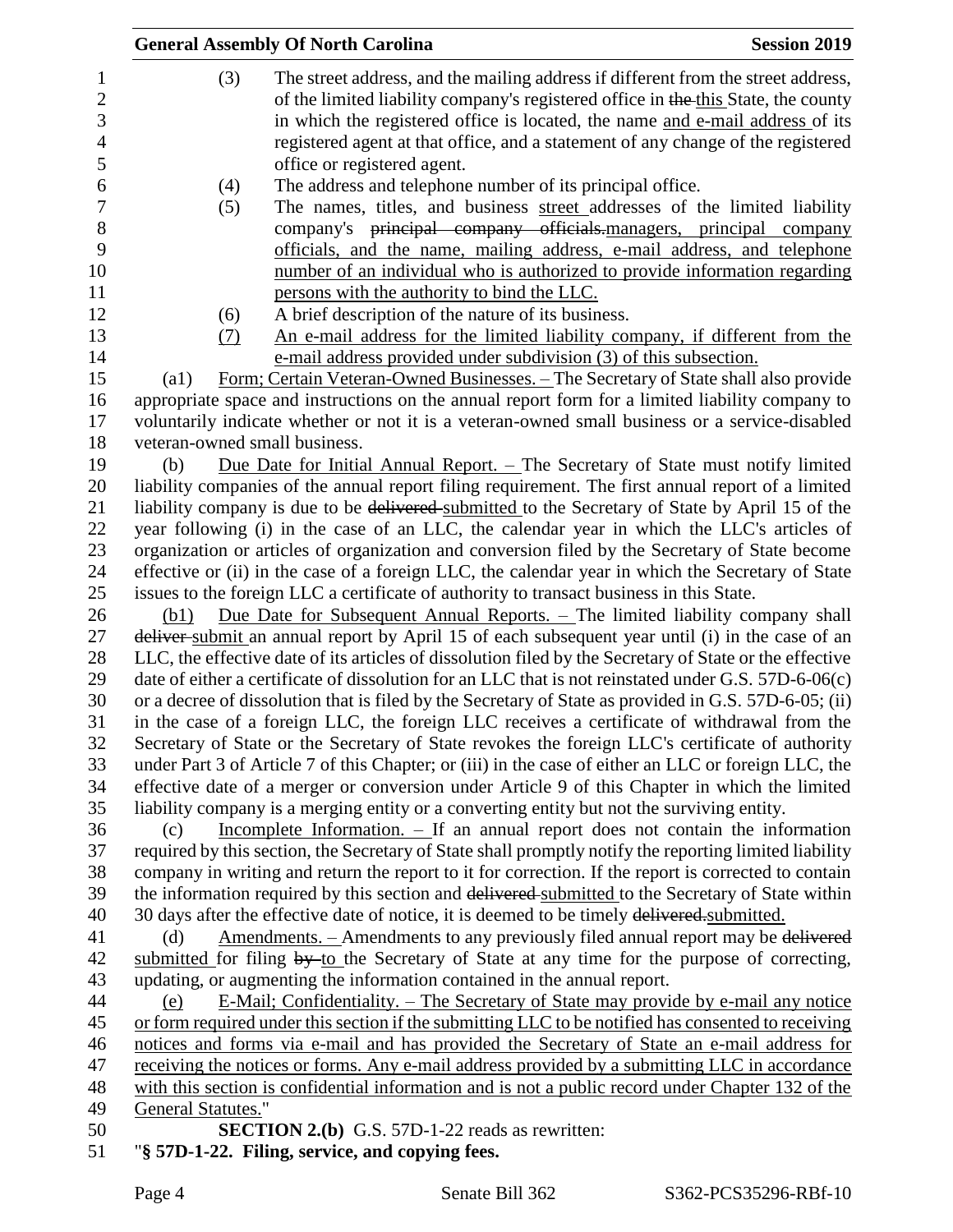(3) The street address, and the mailing address if different from the street address, of the limited liability company's registered office in ~~the~~ this State, the county in which the registered office is located, the name and e-mail address of its registered agent at that office, and a statement of any change of the registered office or registered agent.

(4) The address and telephone number of its principal office.

(5) The names, titles, and business street addresses of the limited liability company's ~~principal company officials.~~managers, principal company officials, and the name, mailing address, e-mail address, and telephone number of an individual who is authorized to provide information regarding persons with the authority to bind the LLC.

(6) A brief description of the nature of its business.

(7) An e-mail address for the limited liability company, if different from the e-mail address provided under subdivision (3) of this subsection.

(a1) Form; Certain Veteran-Owned Businesses. – The Secretary of State shall also provide appropriate space and instructions on the annual report form for a limited liability company to voluntarily indicate whether or not it is a veteran-owned small business or a service-disabled veteran-owned small business.

(b) Due Date for Initial Annual Report. – The Secretary of State must notify limited liability companies of the annual report filing requirement. The first annual report of a limited liability company is due to be ~~delivered~~ submitted to the Secretary of State by April 15 of the year following (i) in the case of an LLC, the calendar year in which the LLC's articles of organization or articles of organization and conversion filed by the Secretary of State become effective or (ii) in the case of a foreign LLC, the calendar year in which the Secretary of State issues to the foreign LLC a certificate of authority to transact business in this State.

(b1) Due Date for Subsequent Annual Reports. – The limited liability company shall ~~deliver~~ submit an annual report by April 15 of each subsequent year until (i) in the case of an LLC, the effective date of its articles of dissolution filed by the Secretary of State or the effective date of either a certificate of dissolution for an LLC that is not reinstated under G.S. 57D-6-06(c) or a decree of dissolution that is filed by the Secretary of State as provided in G.S. 57D-6-05; (ii) in the case of a foreign LLC, the foreign LLC receives a certificate of withdrawal from the Secretary of State or the Secretary of State revokes the foreign LLC's certificate of authority under Part 3 of Article 7 of this Chapter; or (iii) in the case of either an LLC or foreign LLC, the effective date of a merger or conversion under Article 9 of this Chapter in which the limited liability company is a merging entity or a converting entity but not the surviving entity.

(c) Incomplete Information. – If an annual report does not contain the information required by this section, the Secretary of State shall promptly notify the reporting limited liability company in writing and return the report to it for correction. If the report is corrected to contain the information required by this section and ~~delivered~~ submitted to the Secretary of State within 30 days after the effective date of notice, it is deemed to be timely ~~delivered.~~submitted.

(d) Amendments. – Amendments to any previously filed annual report may be ~~delivered~~ submitted for filing ~~by~~ to the Secretary of State at any time for the purpose of correcting, updating, or augmenting the information contained in the annual report.

(e) E-Mail; Confidentiality. – The Secretary of State may provide by e-mail any notice or form required under this section if the submitting LLC to be notified has consented to receiving notices and forms via e-mail and has provided the Secretary of State an e-mail address for receiving the notices or forms. Any e-mail address provided by a submitting LLC in accordance with this section is confidential information and is not a public record under Chapter 132 of the General Statutes."

**SECTION 2.(b)** G.S. 57D-1-22 reads as rewritten:

"**§ 57D-1-22. Filing, service, and copying fees.**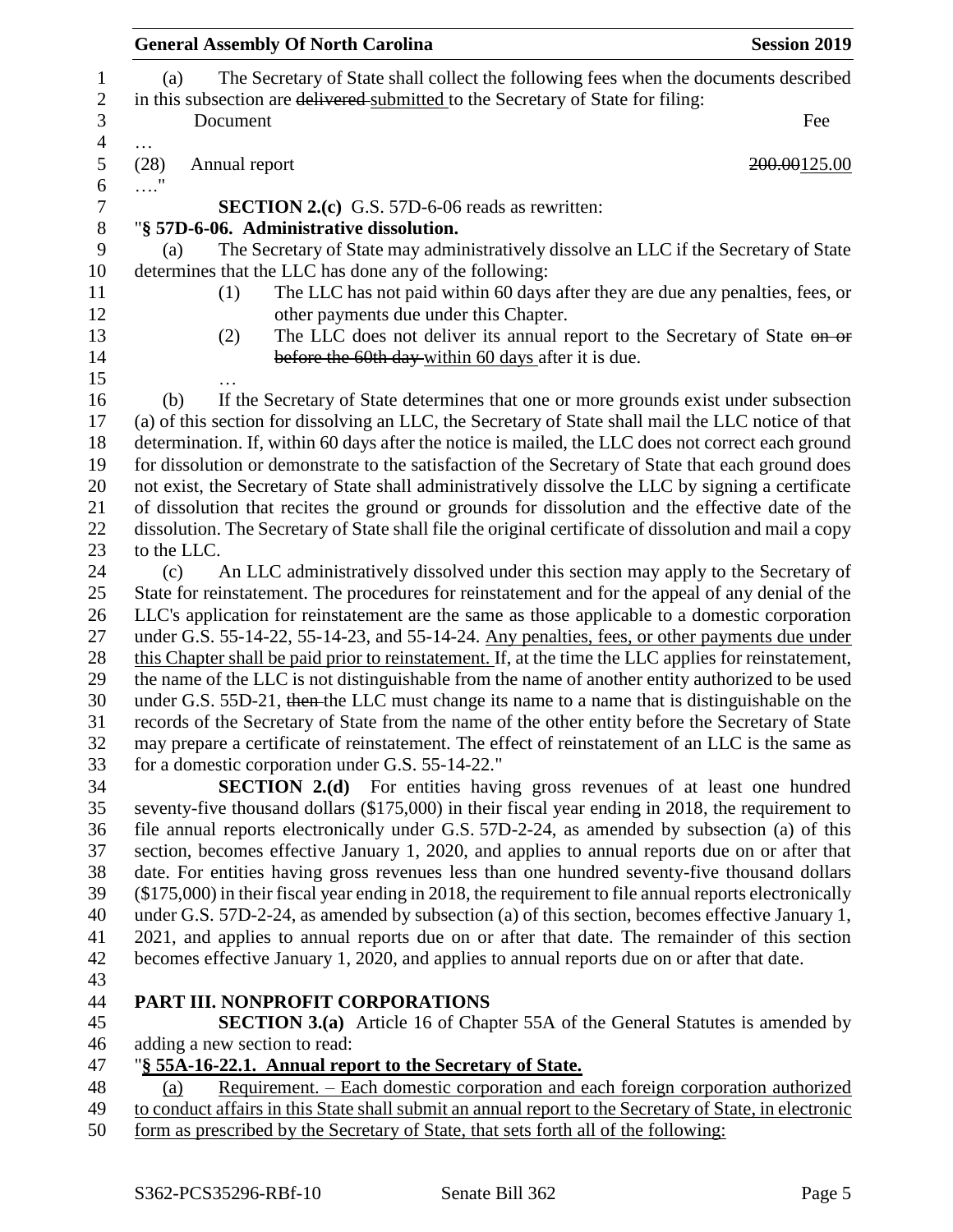(a) The Secretary of State shall collect the following fees when the documents described in this subsection are ~~delivered~~ submitted to the Secretary of State for filing:

| Document | Fee |
|---|---|
| … | |
| (28) Annual report | ~~200.00~~125.00 |

…."

**SECTION 2.(c)** G.S. 57D-6-06 reads as rewritten:

"**§ 57D-6-06. Administrative dissolution.**

(a) The Secretary of State may administratively dissolve an LLC if the Secretary of State determines that the LLC has done any of the following:

(1) The LLC has not paid within 60 days after they are due any penalties, fees, or other payments due under this Chapter.

(2) The LLC does not deliver its annual report to the Secretary of State ~~on or before the 60th day~~ within 60 days after it is due.

…

(b) If the Secretary of State determines that one or more grounds exist under subsection (a) of this section for dissolving an LLC, the Secretary of State shall mail the LLC notice of that determination. If, within 60 days after the notice is mailed, the LLC does not correct each ground for dissolution or demonstrate to the satisfaction of the Secretary of State that each ground does not exist, the Secretary of State shall administratively dissolve the LLC by signing a certificate of dissolution that recites the ground or grounds for dissolution and the effective date of the dissolution. The Secretary of State shall file the original certificate of dissolution and mail a copy to the LLC.

(c) An LLC administratively dissolved under this section may apply to the Secretary of State for reinstatement. The procedures for reinstatement and for the appeal of any denial of the LLC's application for reinstatement are the same as those applicable to a domestic corporation under G.S. 55-14-22, 55-14-23, and 55-14-24. <u>Any penalties, fees, or other payments due under this Chapter shall be paid prior to reinstatement.</u> If, at the time the LLC applies for reinstatement, the name of the LLC is not distinguishable from the name of another entity authorized to be used under G.S. 55D-21, ~~then~~ the LLC must change its name to a name that is distinguishable on the records of the Secretary of State from the name of the other entity before the Secretary of State may prepare a certificate of reinstatement. The effect of reinstatement of an LLC is the same as for a domestic corporation under G.S. 55-14-22."

**SECTION 2.(d)** For entities having gross revenues of at least one hundred seventy-five thousand dollars ($175,000) in their fiscal year ending in 2018, the requirement to file annual reports electronically under G.S. 57D-2-24, as amended by subsection (a) of this section, becomes effective January 1, 2020, and applies to annual reports due on or after that date. For entities having gross revenues less than one hundred seventy-five thousand dollars ($175,000) in their fiscal year ending in 2018, the requirement to file annual reports electronically under G.S. 57D-2-24, as amended by subsection (a) of this section, becomes effective January 1, 2021, and applies to annual reports due on or after that date. The remainder of this section becomes effective January 1, 2020, and applies to annual reports due on or after that date.

## PART III. NONPROFIT CORPORATIONS

**SECTION 3.(a)** Article 16 of Chapter 55A of the General Statutes is amended by adding a new section to read:

"**<u>§ 55A-16-22.1. Annual report to the Secretary of State.</u>**

<u>(a) Requirement. – Each domestic corporation and each foreign corporation authorized to conduct affairs in this State shall submit an annual report to the Secretary of State, in electronic form as prescribed by the Secretary of State, that sets forth all of the following:</u>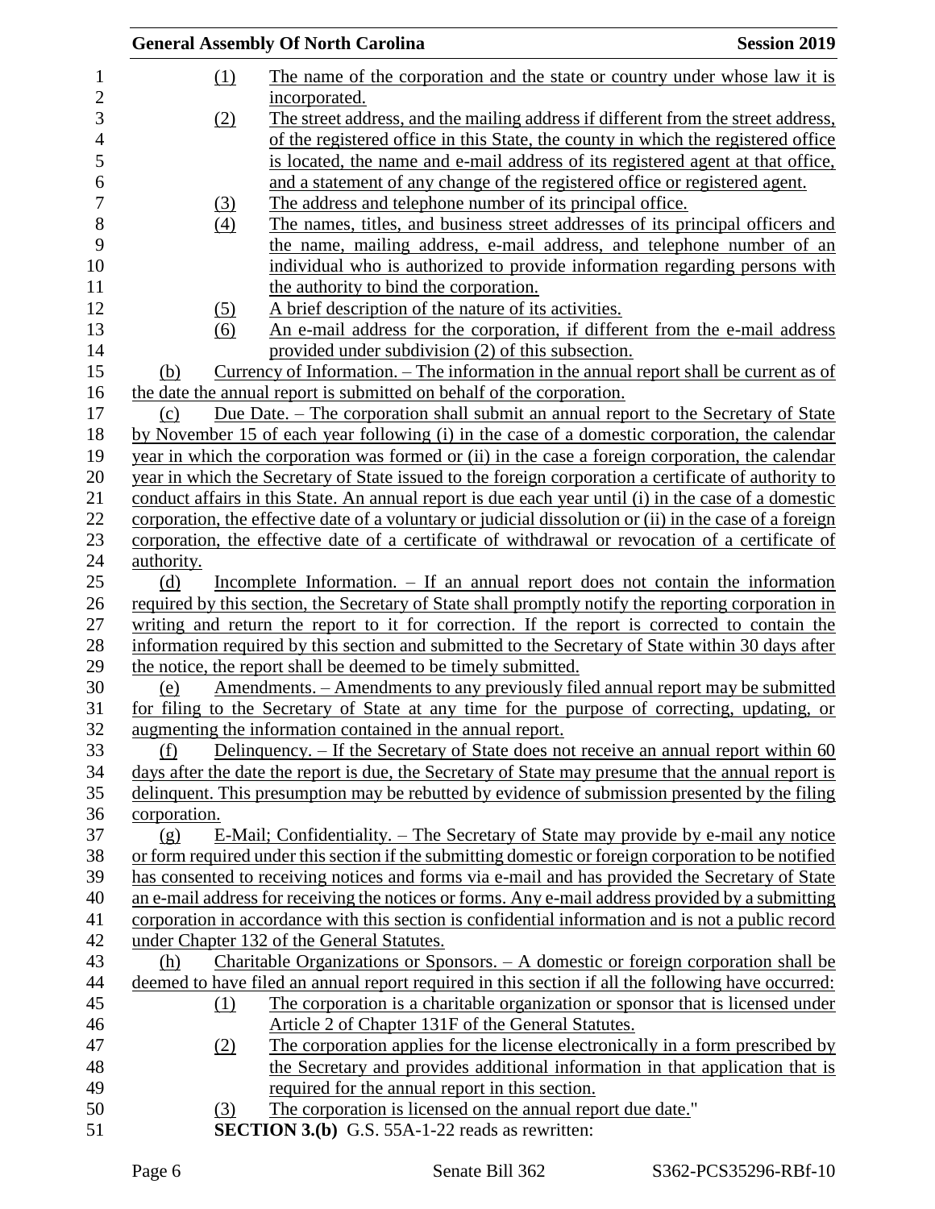(1) The name of the corporation and the state or country under whose law it is incorporated.

(2) The street address, and the mailing address if different from the street address, of the registered office in this State, the county in which the registered office is located, the name and e-mail address of its registered agent at that office, and a statement of any change of the registered office or registered agent.

(3) The address and telephone number of its principal office.

(4) The names, titles, and business street addresses of its principal officers and the name, mailing address, e-mail address, and telephone number of an individual who is authorized to provide information regarding persons with the authority to bind the corporation.

(5) A brief description of the nature of its activities.

(6) An e-mail address for the corporation, if different from the e-mail address provided under subdivision (2) of this subsection.

(b) Currency of Information. – The information in the annual report shall be current as of the date the annual report is submitted on behalf of the corporation.

(c) Due Date. – The corporation shall submit an annual report to the Secretary of State by November 15 of each year following (i) in the case of a domestic corporation, the calendar year in which the corporation was formed or (ii) in the case a foreign corporation, the calendar year in which the Secretary of State issued to the foreign corporation a certificate of authority to conduct affairs in this State. An annual report is due each year until (i) in the case of a domestic corporation, the effective date of a voluntary or judicial dissolution or (ii) in the case of a foreign corporation, the effective date of a certificate of withdrawal or revocation of a certificate of authority.

(d) Incomplete Information. – If an annual report does not contain the information required by this section, the Secretary of State shall promptly notify the reporting corporation in writing and return the report to it for correction. If the report is corrected to contain the information required by this section and submitted to the Secretary of State within 30 days after the notice, the report shall be deemed to be timely submitted.

(e) Amendments. – Amendments to any previously filed annual report may be submitted for filing to the Secretary of State at any time for the purpose of correcting, updating, or augmenting the information contained in the annual report.

(f) Delinquency. – If the Secretary of State does not receive an annual report within 60 days after the date the report is due, the Secretary of State may presume that the annual report is delinquent. This presumption may be rebutted by evidence of submission presented by the filing corporation.

(g) E-Mail; Confidentiality. – The Secretary of State may provide by e-mail any notice or form required under this section if the submitting domestic or foreign corporation to be notified has consented to receiving notices and forms via e-mail and has provided the Secretary of State an e-mail address for receiving the notices or forms. Any e-mail address provided by a submitting corporation in accordance with this section is confidential information and is not a public record under Chapter 132 of the General Statutes.

(h) Charitable Organizations or Sponsors. – A domestic or foreign corporation shall be deemed to have filed an annual report required in this section if all the following have occurred:

(1) The corporation is a charitable organization or sponsor that is licensed under Article 2 of Chapter 131F of the General Statutes.

(2) The corporation applies for the license electronically in a form prescribed by the Secretary and provides additional information in that application that is required for the annual report in this section.

(3) The corporation is licensed on the annual report due date."

**SECTION 3.(b)** G.S. 55A-1-22 reads as rewritten: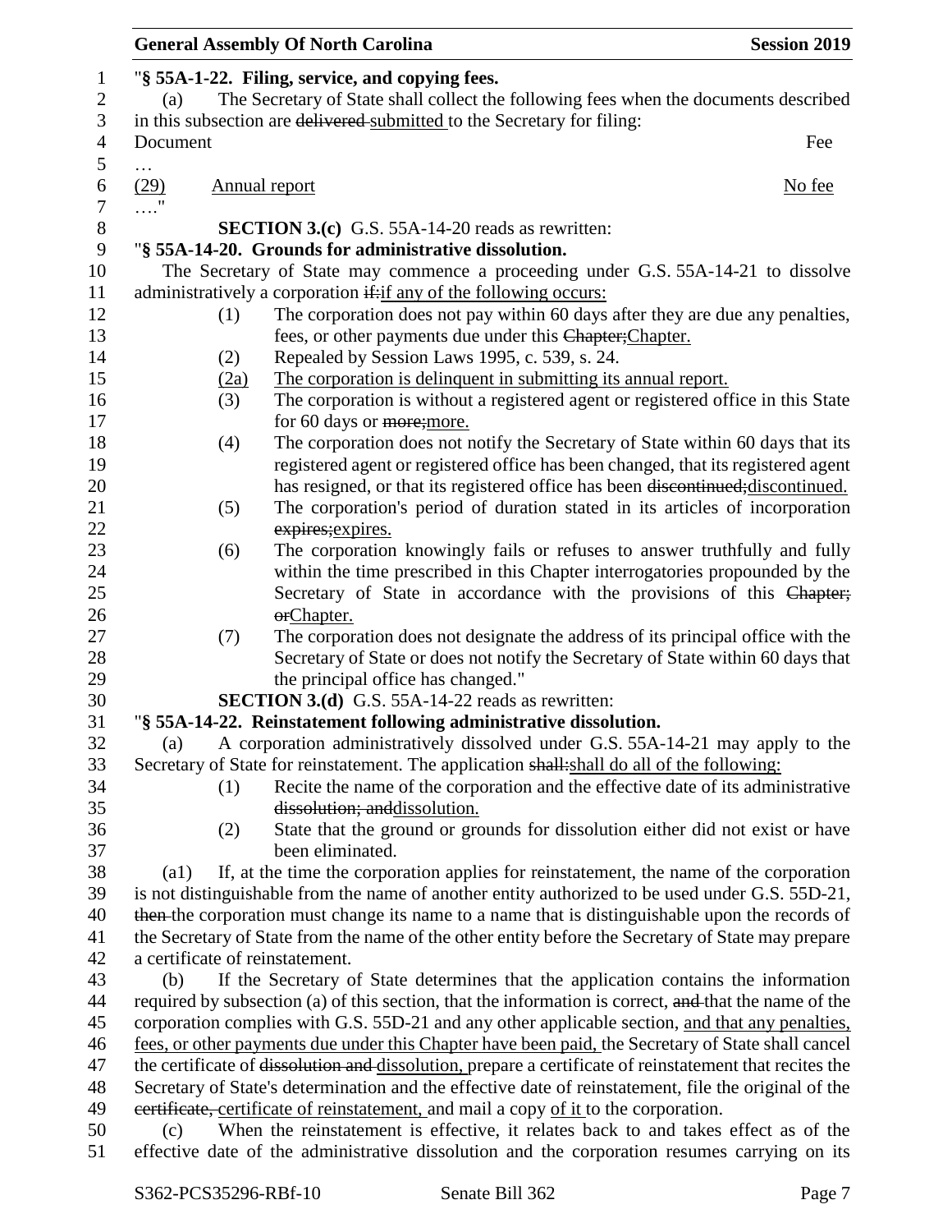"**§ 55A-1-22. Filing, service, and copying fees.**

(a) The Secretary of State shall collect the following fees when the documents described in this subsection are ~~delivered~~ submitted to the Secretary for filing:

| Document | Fee |
| --- | --- |
| … | |
| (29) Annual report | No fee |

…."

**SECTION 3.(c)** G.S. 55A-14-20 reads as rewritten:

"**§ 55A-14-20. Grounds for administrative dissolution.**

The Secretary of State may commence a proceeding under G.S. 55A-14-21 to dissolve administratively a corporation ~~if:~~ if any of the following occurs:

(1) The corporation does not pay within 60 days after they are due any penalties, fees, or other payments due under this ~~Chapter;~~ Chapter.

(2) Repealed by Session Laws 1995, c. 539, s. 24.

(2a) The corporation is delinquent in submitting its annual report.

(3) The corporation is without a registered agent or registered office in this State for 60 days or ~~more;~~ more.

(4) The corporation does not notify the Secretary of State within 60 days that its registered agent or registered office has been changed, that its registered agent has resigned, or that its registered office has been ~~discontinued;~~ discontinued.

(5) The corporation's period of duration stated in its articles of incorporation ~~expires;~~ expires.

(6) The corporation knowingly fails or refuses to answer truthfully and fully within the time prescribed in this Chapter interrogatories propounded by the Secretary of State in accordance with the provisions of this ~~Chapter; or~~ Chapter.

(7) The corporation does not designate the address of its principal office with the Secretary of State or does not notify the Secretary of State within 60 days that the principal office has changed."

**SECTION 3.(d)** G.S. 55A-14-22 reads as rewritten:

"**§ 55A-14-22. Reinstatement following administrative dissolution.**

(a) A corporation administratively dissolved under G.S. 55A-14-21 may apply to the Secretary of State for reinstatement. The application ~~shall:~~ shall do all of the following:

(1) Recite the name of the corporation and the effective date of its administrative ~~dissolution; and~~ dissolution.

(2) State that the ground or grounds for dissolution either did not exist or have been eliminated.

(a1) If, at the time the corporation applies for reinstatement, the name of the corporation is not distinguishable from the name of another entity authorized to be used under G.S. 55D-21, ~~then~~ the corporation must change its name to a name that is distinguishable upon the records of the Secretary of State from the name of the other entity before the Secretary of State may prepare a certificate of reinstatement.

(b) If the Secretary of State determines that the application contains the information required by subsection (a) of this section, that the information is correct, ~~and~~ that the name of the corporation complies with G.S. 55D-21 and any other applicable section, and that any penalties, fees, or other payments due under this Chapter have been paid, the Secretary of State shall cancel the certificate of ~~dissolution and~~ dissolution, prepare a certificate of reinstatement that recites the Secretary of State's determination and the effective date of reinstatement, file the original of the ~~certificate,~~ certificate of reinstatement, and mail a copy of it to the corporation.

(c) When the reinstatement is effective, it relates back to and takes effect as of the effective date of the administrative dissolution and the corporation resumes carrying on its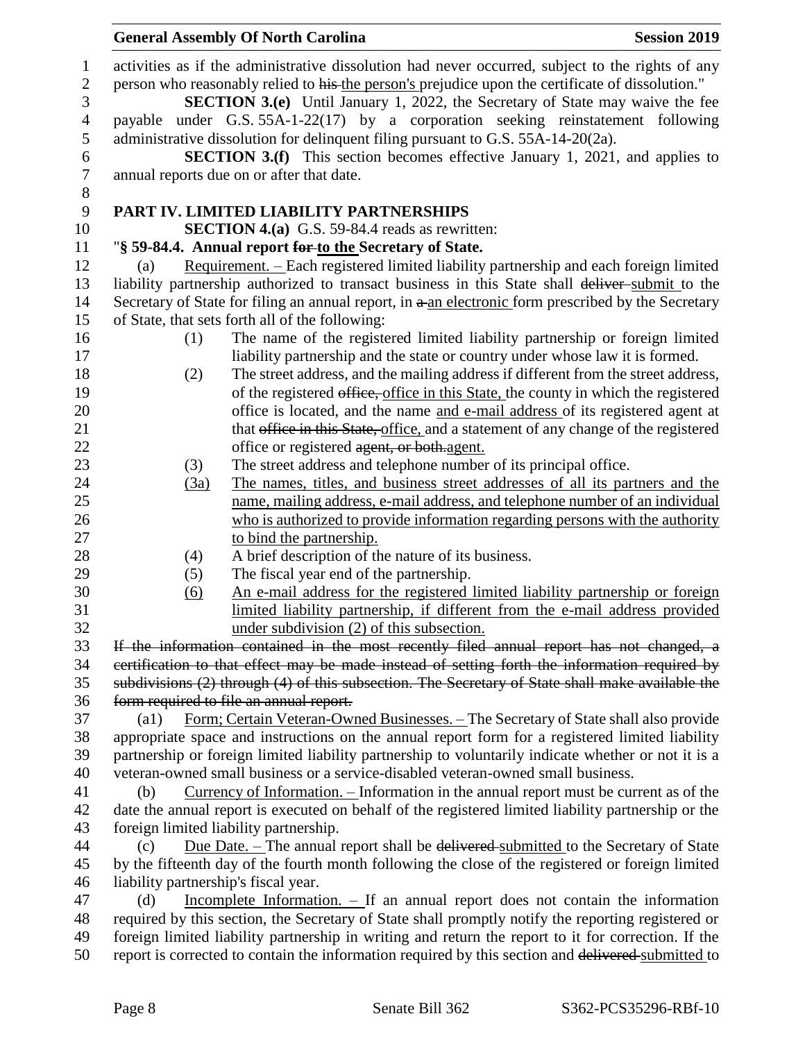activities as if the administrative dissolution had never occurred, subject to the rights of any person who reasonably relied to ~~his~~ the person's prejudice upon the certificate of dissolution."

**SECTION 3.(e)** Until January 1, 2022, the Secretary of State may waive the fee payable under G.S. 55A-1-22(17) by a corporation seeking reinstatement following administrative dissolution for delinquent filing pursuant to G.S. 55A-14-20(2a).

**SECTION 3.(f)** This section becomes effective January 1, 2021, and applies to annual reports due on or after that date.

## PART IV. LIMITED LIABILITY PARTNERSHIPS

**SECTION 4.(a)** G.S. 59-84.4 reads as rewritten:

"**§ 59-84.4. Annual report ~~for~~ to the Secretary of State.**

(a) Requirement. – Each registered limited liability partnership and each foreign limited liability partnership authorized to transact business in this State shall ~~deliver~~ submit to the Secretary of State for filing an annual report, in ~~a~~ an electronic form prescribed by the Secretary of State, that sets forth all of the following:

(1) The name of the registered limited liability partnership or foreign limited liability partnership and the state or country under whose law it is formed.

(2) The street address, and the mailing address if different from the street address, of the registered ~~office,~~ office in this State, the county in which the registered office is located, and the name and e-mail address of its registered agent at that ~~office in this State,~~ office, and a statement of any change of the registered office or registered ~~agent, or both.~~ agent.

(3) The street address and telephone number of its principal office.

(3a) The names, titles, and business street addresses of all its partners and the name, mailing address, e-mail address, and telephone number of an individual who is authorized to provide information regarding persons with the authority to bind the partnership.

(4) A brief description of the nature of its business.

(5) The fiscal year end of the partnership.

(6) An e-mail address for the registered limited liability partnership or foreign limited liability partnership, if different from the e-mail address provided under subdivision (2) of this subsection.

~~If the information contained in the most recently filed annual report has not changed, a certification to that effect may be made instead of setting forth the information required by subdivisions (2) through (4) of this subsection. The Secretary of State shall make available the form required to file an annual report.~~

(a1) Form; Certain Veteran-Owned Businesses. – The Secretary of State shall also provide appropriate space and instructions on the annual report form for a registered limited liability partnership or foreign limited liability partnership to voluntarily indicate whether or not it is a veteran-owned small business or a service-disabled veteran-owned small business.

(b) Currency of Information. – Information in the annual report must be current as of the date the annual report is executed on behalf of the registered limited liability partnership or the foreign limited liability partnership.

(c) Due Date. – The annual report shall be ~~delivered~~ submitted to the Secretary of State by the fifteenth day of the fourth month following the close of the registered or foreign limited liability partnership's fiscal year.

(d) Incomplete Information. – If an annual report does not contain the information required by this section, the Secretary of State shall promptly notify the reporting registered or foreign limited liability partnership in writing and return the report to it for correction. If the report is corrected to contain the information required by this section and ~~delivered~~ submitted to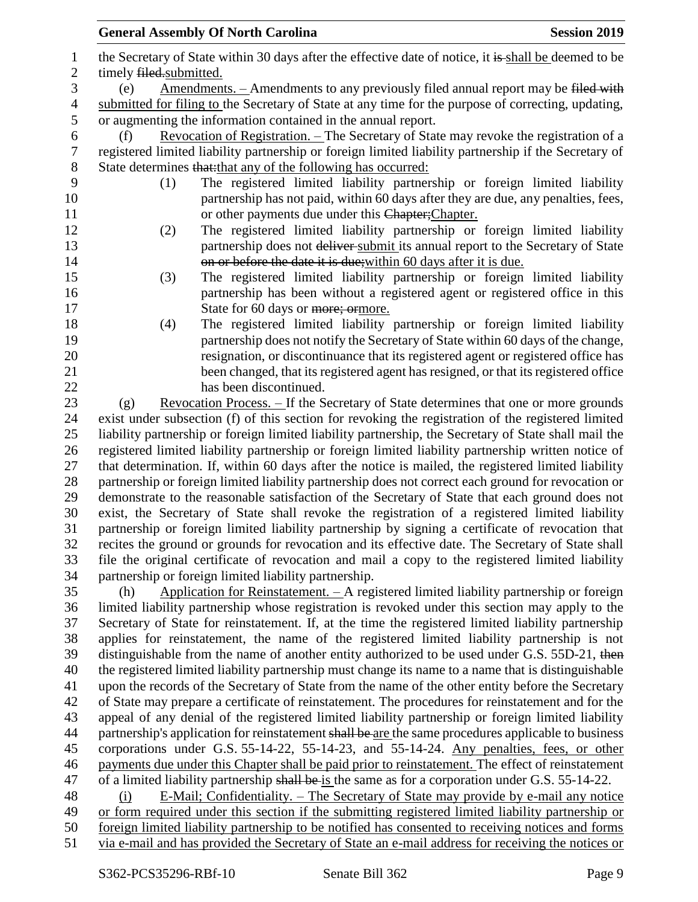the Secretary of State within 30 days after the effective date of notice, it ~~is~~ shall be deemed to be timely ~~filed.~~submitted.

(e) Amendments. – Amendments to any previously filed annual report may be ~~filed with~~ submitted for filing to the Secretary of State at any time for the purpose of correcting, updating, or augmenting the information contained in the annual report.

(f) Revocation of Registration. – The Secretary of State may revoke the registration of a registered limited liability partnership or foreign limited liability partnership if the Secretary of State determines ~~that:~~that any of the following has occurred:

(1) The registered limited liability partnership or foreign limited liability partnership has not paid, within 60 days after they are due, any penalties, fees, or other payments due under this ~~Chapter;~~Chapter.

(2) The registered limited liability partnership or foreign limited liability partnership does not ~~deliver~~ submit its annual report to the Secretary of State ~~on or before the date it is due;~~within 60 days after it is due.

(3) The registered limited liability partnership or foreign limited liability partnership has been without a registered agent or registered office in this State for 60 days or ~~more; or~~more.

(4) The registered limited liability partnership or foreign limited liability partnership does not notify the Secretary of State within 60 days of the change, resignation, or discontinuance that its registered agent or registered office has been changed, that its registered agent has resigned, or that its registered office has been discontinued.

(g) Revocation Process. – If the Secretary of State determines that one or more grounds exist under subsection (f) of this section for revoking the registration of the registered limited liability partnership or foreign limited liability partnership, the Secretary of State shall mail the registered limited liability partnership or foreign limited liability partnership written notice of that determination. If, within 60 days after the notice is mailed, the registered limited liability partnership or foreign limited liability partnership does not correct each ground for revocation or demonstrate to the reasonable satisfaction of the Secretary of State that each ground does not exist, the Secretary of State shall revoke the registration of a registered limited liability partnership or foreign limited liability partnership by signing a certificate of revocation that recites the ground or grounds for revocation and its effective date. The Secretary of State shall file the original certificate of revocation and mail a copy to the registered limited liability partnership or foreign limited liability partnership.

(h) Application for Reinstatement. – A registered limited liability partnership or foreign limited liability partnership whose registration is revoked under this section may apply to the Secretary of State for reinstatement. If, at the time the registered limited liability partnership applies for reinstatement, the name of the registered limited liability partnership is not distinguishable from the name of another entity authorized to be used under G.S. 55D-21, ~~then~~ the registered limited liability partnership must change its name to a name that is distinguishable upon the records of the Secretary of State from the name of the other entity before the Secretary of State may prepare a certificate of reinstatement. The procedures for reinstatement and for the appeal of any denial of the registered limited liability partnership or foreign limited liability partnership's application for reinstatement ~~shall be~~ are the same procedures applicable to business corporations under G.S. 55-14-22, 55-14-23, and 55-14-24. Any penalties, fees, or other payments due under this Chapter shall be paid prior to reinstatement. The effect of reinstatement of a limited liability partnership ~~shall be~~ is the same as for a corporation under G.S. 55-14-22.

(i) E-Mail; Confidentiality. – The Secretary of State may provide by e-mail any notice or form required under this section if the submitting registered limited liability partnership or foreign limited liability partnership to be notified has consented to receiving notices and forms via e-mail and has provided the Secretary of State an e-mail address for receiving the notices or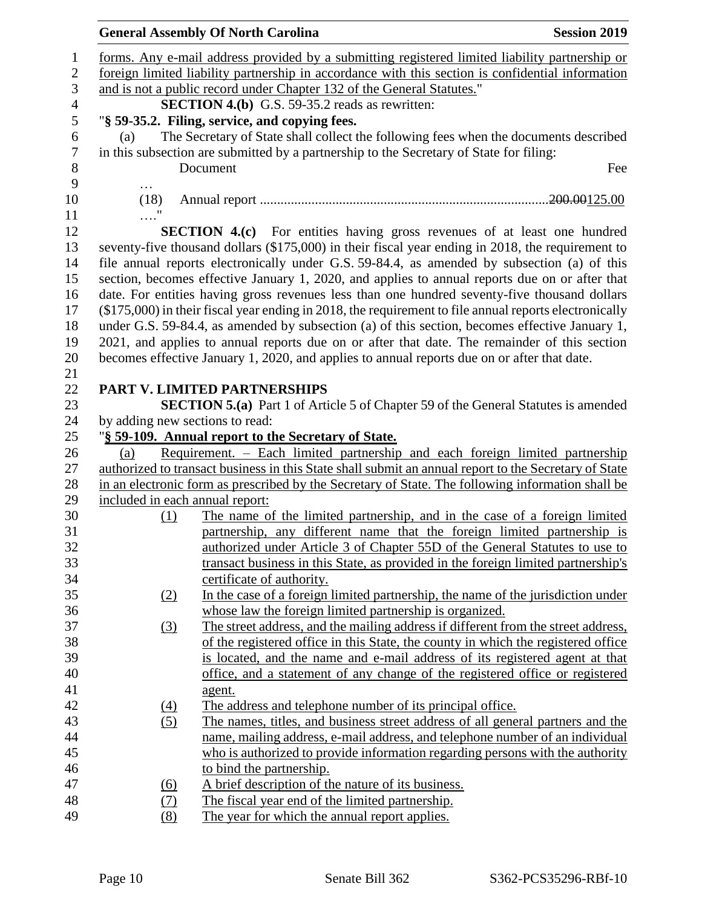forms. Any e-mail address provided by a submitting registered limited liability partnership or foreign limited liability partnership in accordance with this section is confidential information and is not a public record under Chapter 132 of the General Statutes."

**SECTION 4.(b)** G.S. 59-35.2 reads as rewritten:

"**§ 59-35.2. Filing, service, and copying fees.**

(a) The Secretary of State shall collect the following fees when the documents described in this subsection are submitted by a partnership to the Secretary of State for filing:

| Document | Fee |
|---|---|
| … | |
| (18) Annual report .......................................................................... | ~~200.00~~125.00 |

…."

**SECTION 4.(c)** For entities having gross revenues of at least one hundred seventy-five thousand dollars ($175,000) in their fiscal year ending in 2018, the requirement to file annual reports electronically under G.S. 59-84.4, as amended by subsection (a) of this section, becomes effective January 1, 2020, and applies to annual reports due on or after that date. For entities having gross revenues less than one hundred seventy-five thousand dollars ($175,000) in their fiscal year ending in 2018, the requirement to file annual reports electronically under G.S. 59-84.4, as amended by subsection (a) of this section, becomes effective January 1, 2021, and applies to annual reports due on or after that date. The remainder of this section becomes effective January 1, 2020, and applies to annual reports due on or after that date.

## PART V. LIMITED PARTNERSHIPS

**SECTION 5.(a)** Part 1 of Article 5 of Chapter 59 of the General Statutes is amended by adding new sections to read:

"**§ 59-109. Annual report to the Secretary of State.**

(a) Requirement. – Each limited partnership and each foreign limited partnership authorized to transact business in this State shall submit an annual report to the Secretary of State in an electronic form as prescribed by the Secretary of State. The following information shall be included in each annual report:

(1) The name of the limited partnership, and in the case of a foreign limited partnership, any different name that the foreign limited partnership is authorized under Article 3 of Chapter 55D of the General Statutes to use to transact business in this State, as provided in the foreign limited partnership's certificate of authority.

(2) In the case of a foreign limited partnership, the name of the jurisdiction under whose law the foreign limited partnership is organized.

(3) The street address, and the mailing address if different from the street address, of the registered office in this State, the county in which the registered office is located, and the name and e-mail address of its registered agent at that office, and a statement of any change of the registered office or registered agent.

(4) The address and telephone number of its principal office.

(5) The names, titles, and business street address of all general partners and the name, mailing address, e-mail address, and telephone number of an individual who is authorized to provide information regarding persons with the authority to bind the partnership.

(6) A brief description of the nature of its business.

(7) The fiscal year end of the limited partnership.

(8) The year for which the annual report applies.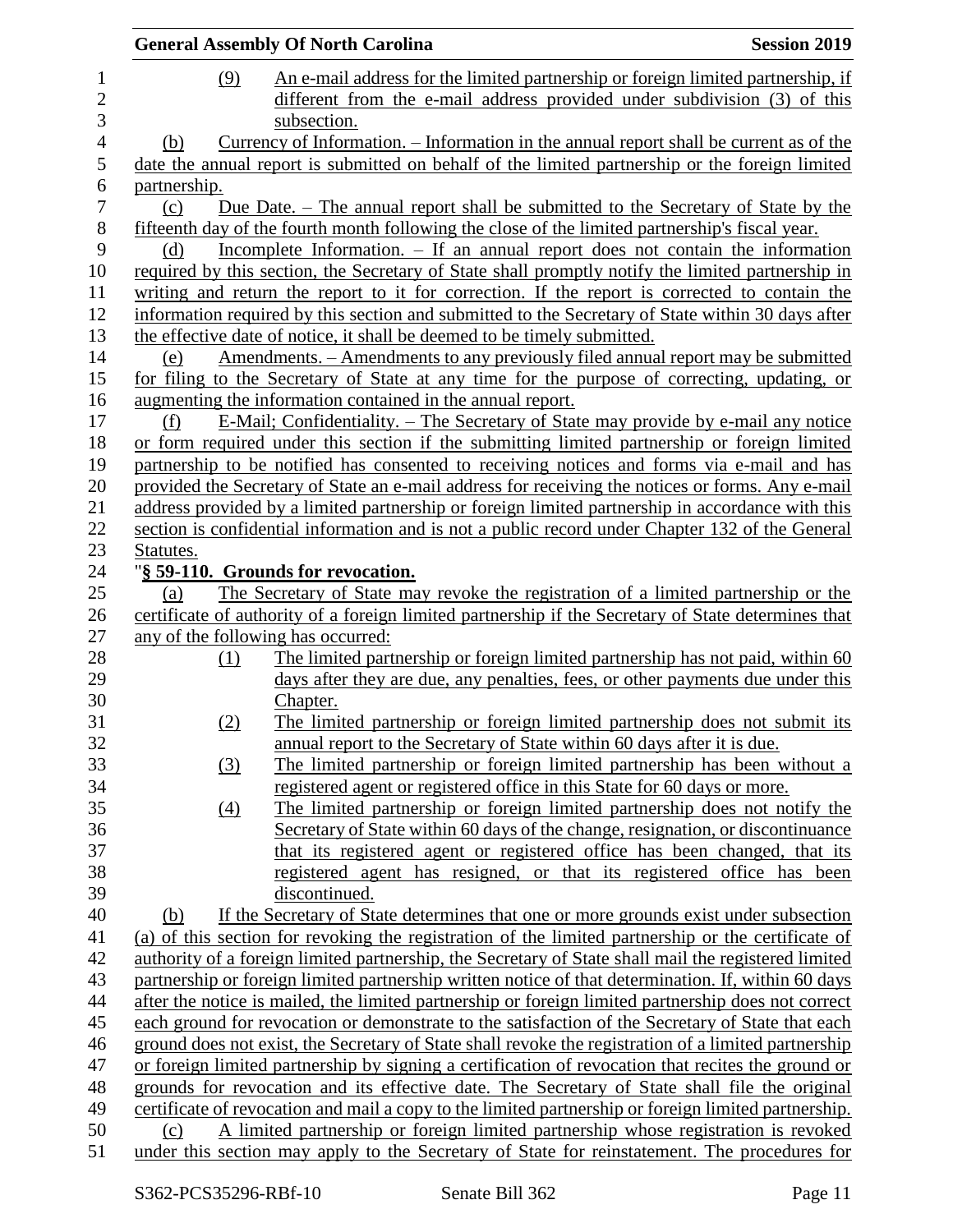(9) An e-mail address for the limited partnership or foreign limited partnership, if different from the e-mail address provided under subdivision (3) of this subsection.

(b) Currency of Information. – Information in the annual report shall be current as of the date the annual report is submitted on behalf of the limited partnership or the foreign limited partnership.

(c) Due Date. – The annual report shall be submitted to the Secretary of State by the fifteenth day of the fourth month following the close of the limited partnership's fiscal year.

(d) Incomplete Information. – If an annual report does not contain the information required by this section, the Secretary of State shall promptly notify the limited partnership in writing and return the report to it for correction. If the report is corrected to contain the information required by this section and submitted to the Secretary of State within 30 days after the effective date of notice, it shall be deemed to be timely submitted.

(e) Amendments. – Amendments to any previously filed annual report may be submitted for filing to the Secretary of State at any time for the purpose of correcting, updating, or augmenting the information contained in the annual report.

(f) E-Mail; Confidentiality. – The Secretary of State may provide by e-mail any notice or form required under this section if the submitting limited partnership or foreign limited partnership to be notified has consented to receiving notices and forms via e-mail and has provided the Secretary of State an e-mail address for receiving the notices or forms. Any e-mail address provided by a limited partnership or foreign limited partnership in accordance with this section is confidential information and is not a public record under Chapter 132 of the General Statutes.

"**§ 59-110. Grounds for revocation.**

(a) The Secretary of State may revoke the registration of a limited partnership or the certificate of authority of a foreign limited partnership if the Secretary of State determines that any of the following has occurred:

(1) The limited partnership or foreign limited partnership has not paid, within 60 days after they are due, any penalties, fees, or other payments due under this Chapter.

(2) The limited partnership or foreign limited partnership does not submit its annual report to the Secretary of State within 60 days after it is due.

(3) The limited partnership or foreign limited partnership has been without a registered agent or registered office in this State for 60 days or more.

(4) The limited partnership or foreign limited partnership does not notify the Secretary of State within 60 days of the change, resignation, or discontinuance that its registered agent or registered office has been changed, that its registered agent has resigned, or that its registered office has been discontinued.

(b) If the Secretary of State determines that one or more grounds exist under subsection (a) of this section for revoking the registration of the limited partnership or the certificate of authority of a foreign limited partnership, the Secretary of State shall mail the registered limited partnership or foreign limited partnership written notice of that determination. If, within 60 days after the notice is mailed, the limited partnership or foreign limited partnership does not correct each ground for revocation or demonstrate to the satisfaction of the Secretary of State that each ground does not exist, the Secretary of State shall revoke the registration of a limited partnership or foreign limited partnership by signing a certification of revocation that recites the ground or grounds for revocation and its effective date. The Secretary of State shall file the original certificate of revocation and mail a copy to the limited partnership or foreign limited partnership.

(c) A limited partnership or foreign limited partnership whose registration is revoked under this section may apply to the Secretary of State for reinstatement. The procedures for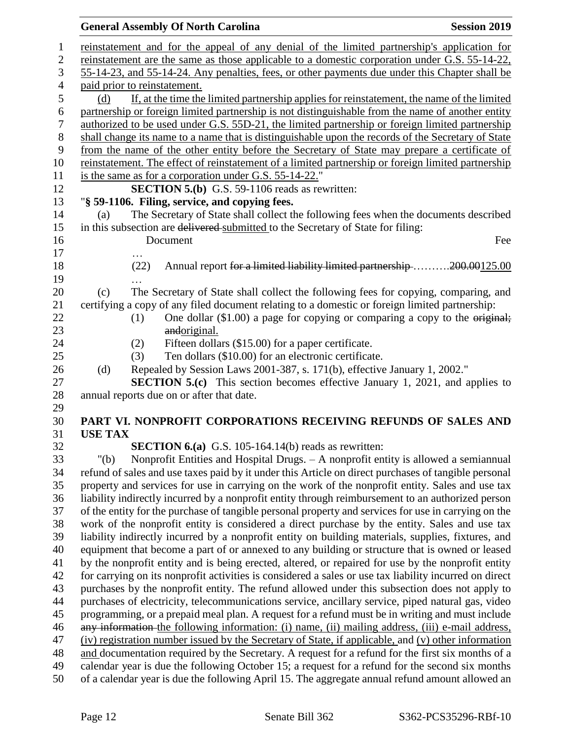reinstatement and for the appeal of any denial of the limited partnership's application for reinstatement are the same as those applicable to a domestic corporation under G.S. 55-14-22, 55-14-23, and 55-14-24. Any penalties, fees, or other payments due under this Chapter shall be paid prior to reinstatement.

(d) If, at the time the limited partnership applies for reinstatement, the name of the limited partnership or foreign limited partnership is not distinguishable from the name of another entity authorized to be used under G.S. 55D-21, the limited partnership or foreign limited partnership shall change its name to a name that is distinguishable upon the records of the Secretary of State from the name of the other entity before the Secretary of State may prepare a certificate of reinstatement. The effect of reinstatement of a limited partnership or foreign limited partnership is the same as for a corporation under G.S. 55-14-22."

**SECTION 5.(b)** G.S. 59-1106 reads as rewritten:

"**§ 59-1106. Filing, service, and copying fees.**

(a) The Secretary of State shall collect the following fees when the documents described in this subsection are ~~delivered~~ submitted to the Secretary of State for filing:

| Document | Fee |
|---|---|
| … | |
| (22) Annual report ~~for a limited liability limited partnership~~ .......... | ~~200.00~~125.00 |
| … | |

(c) The Secretary of State shall collect the following fees for copying, comparing, and certifying a copy of any filed document relating to a domestic or foreign limited partnership:

(1) One dollar ($1.00) a page for copying or comparing a copy to the ~~original; and~~original.

(2) Fifteen dollars ($15.00) for a paper certificate.

(3) Ten dollars ($10.00) for an electronic certificate.

(d) Repealed by Session Laws 2001-387, s. 171(b), effective January 1, 2002."

**SECTION 5.(c)** This section becomes effective January 1, 2021, and applies to annual reports due on or after that date.

## PART VI. NONPROFIT CORPORATIONS RECEIVING REFUNDS OF SALES AND USE TAX

**SECTION 6.(a)** G.S. 105-164.14(b) reads as rewritten:

"(b) Nonprofit Entities and Hospital Drugs. – A nonprofit entity is allowed a semiannual refund of sales and use taxes paid by it under this Article on direct purchases of tangible personal property and services for use in carrying on the work of the nonprofit entity. Sales and use tax liability indirectly incurred by a nonprofit entity through reimbursement to an authorized person of the entity for the purchase of tangible personal property and services for use in carrying on the work of the nonprofit entity is considered a direct purchase by the entity. Sales and use tax liability indirectly incurred by a nonprofit entity on building materials, supplies, fixtures, and equipment that become a part of or annexed to any building or structure that is owned or leased by the nonprofit entity and is being erected, altered, or repaired for use by the nonprofit entity for carrying on its nonprofit activities is considered a sales or use tax liability incurred on direct purchases by the nonprofit entity. The refund allowed under this subsection does not apply to purchases of electricity, telecommunications service, ancillary service, piped natural gas, video programming, or a prepaid meal plan. A request for a refund must be in writing and must include ~~any information~~ the following information: (i) name, (ii) mailing address, (iii) e-mail address, (iv) registration number issued by the Secretary of State, if applicable, and (v) other information and documentation required by the Secretary. A request for a refund for the first six months of a calendar year is due the following October 15; a request for a refund for the second six months of a calendar year is due the following April 15. The aggregate annual refund amount allowed an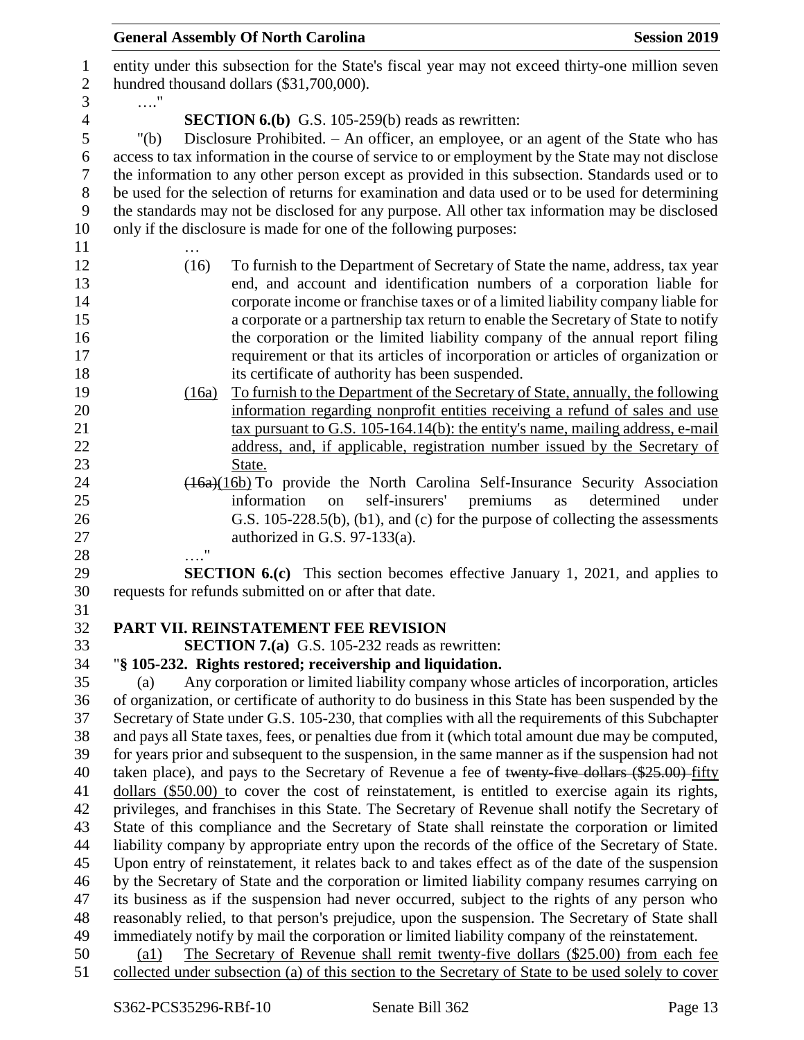entity under this subsection for the State's fiscal year may not exceed thirty-one million seven hundred thousand dollars ($31,700,000).

…."

**SECTION 6.(b)** G.S. 105-259(b) reads as rewritten:

"(b) Disclosure Prohibited. – An officer, an employee, or an agent of the State who has access to tax information in the course of service to or employment by the State may not disclose the information to any other person except as provided in this subsection. Standards used or to be used for the selection of returns for examination and data used or to be used for determining the standards may not be disclosed for any purpose. All other tax information may be disclosed only if the disclosure is made for one of the following purposes:

…

(16) To furnish to the Department of Secretary of State the name, address, tax year end, and account and identification numbers of a corporation liable for corporate income or franchise taxes or of a limited liability company liable for a corporate or a partnership tax return to enable the Secretary of State to notify the corporation or the limited liability company of the annual report filing requirement or that its articles of incorporation or articles of organization or its certificate of authority has been suspended.

<u>(16a) To furnish to the Department of the Secretary of State, annually, the following information regarding nonprofit entities receiving a refund of sales and use tax pursuant to G.S. 105-164.14(b): the entity's name, mailing address, e-mail address, and, if applicable, registration number issued by the Secretary of State.</u>

~~(16a)~~<u>(16b)</u> To provide the North Carolina Self-Insurance Security Association information on self-insurers' premiums as determined under G.S. 105-228.5(b), (b1), and (c) for the purpose of collecting the assessments authorized in G.S. 97-133(a).

…."

**SECTION 6.(c)** This section becomes effective January 1, 2021, and applies to requests for refunds submitted on or after that date.

## PART VII. REINSTATEMENT FEE REVISION

**SECTION 7.(a)** G.S. 105-232 reads as rewritten:

"**§ 105-232. Rights restored; receivership and liquidation.**

(a) Any corporation or limited liability company whose articles of incorporation, articles of organization, or certificate of authority to do business in this State has been suspended by the Secretary of State under G.S. 105-230, that complies with all the requirements of this Subchapter and pays all State taxes, fees, or penalties due from it (which total amount due may be computed, for years prior and subsequent to the suspension, in the same manner as if the suspension had not taken place), and pays to the Secretary of Revenue a fee of ~~twenty-five dollars ($25.00)~~ <u>fifty dollars ($50.00)</u> to cover the cost of reinstatement, is entitled to exercise again its rights, privileges, and franchises in this State. The Secretary of Revenue shall notify the Secretary of State of this compliance and the Secretary of State shall reinstate the corporation or limited liability company by appropriate entry upon the records of the office of the Secretary of State. Upon entry of reinstatement, it relates back to and takes effect as of the date of the suspension by the Secretary of State and the corporation or limited liability company resumes carrying on its business as if the suspension had never occurred, subject to the rights of any person who reasonably relied, to that person's prejudice, upon the suspension. The Secretary of State shall immediately notify by mail the corporation or limited liability company of the reinstatement.

<u>(a1) The Secretary of Revenue shall remit twenty-five dollars ($25.00) from each fee collected under subsection (a) of this section to the Secretary of State to be used solely to cover</u>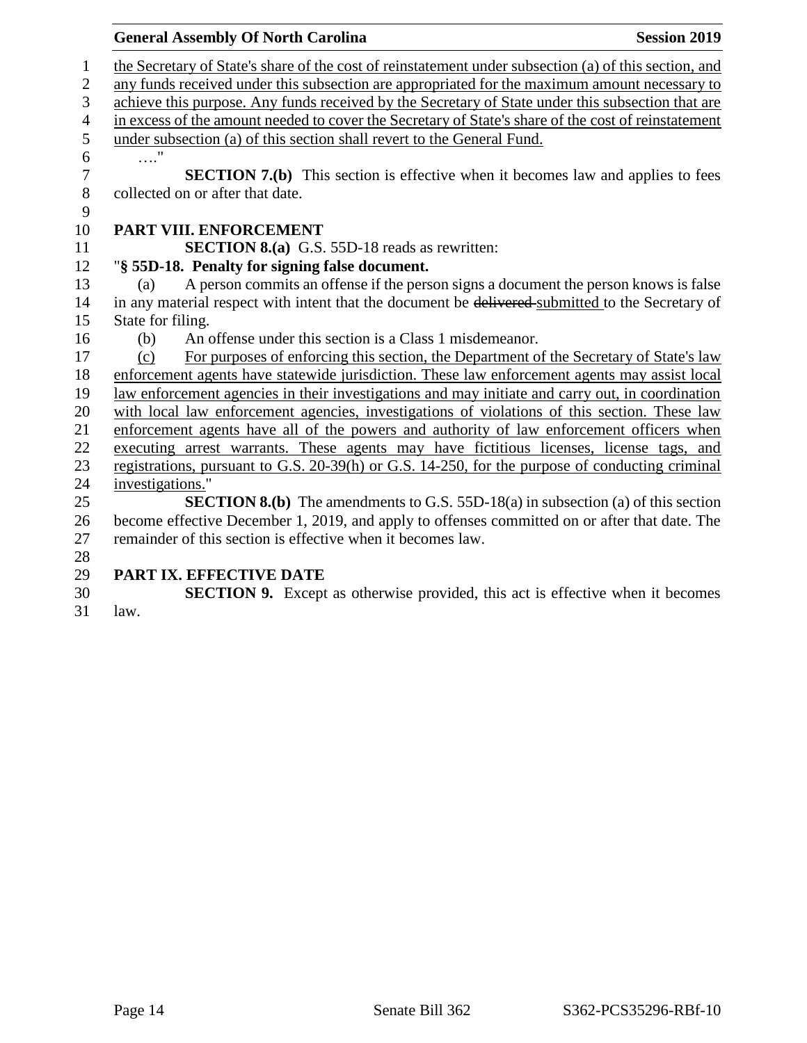the Secretary of State's share of the cost of reinstatement under subsection (a) of this section, and any funds received under this subsection are appropriated for the maximum amount necessary to achieve this purpose. Any funds received by the Secretary of State under this subsection that are in excess of the amount needed to cover the Secretary of State's share of the cost of reinstatement under subsection (a) of this section shall revert to the General Fund.

…."

**SECTION 7.(b)** This section is effective when it becomes law and applies to fees collected on or after that date.

## PART VIII. ENFORCEMENT

**SECTION 8.(a)** G.S. 55D-18 reads as rewritten:

"**§ 55D-18. Penalty for signing false document.**

(a) A person commits an offense if the person signs a document the person knows is false in any material respect with intent that the document be ~~delivered~~ submitted to the Secretary of State for filing.

(b) An offense under this section is a Class 1 misdemeanor.

(c) For purposes of enforcing this section, the Department of the Secretary of State's law enforcement agents have statewide jurisdiction. These law enforcement agents may assist local law enforcement agencies in their investigations and may initiate and carry out, in coordination with local law enforcement agencies, investigations of violations of this section. These law enforcement agents have all of the powers and authority of law enforcement officers when executing arrest warrants. These agents may have fictitious licenses, license tags, and registrations, pursuant to G.S. 20-39(h) or G.S. 14-250, for the purpose of conducting criminal investigations."

**SECTION 8.(b)** The amendments to G.S. 55D-18(a) in subsection (a) of this section become effective December 1, 2019, and apply to offenses committed on or after that date. The remainder of this section is effective when it becomes law.

## PART IX. EFFECTIVE DATE

**SECTION 9.** Except as otherwise provided, this act is effective when it becomes law.